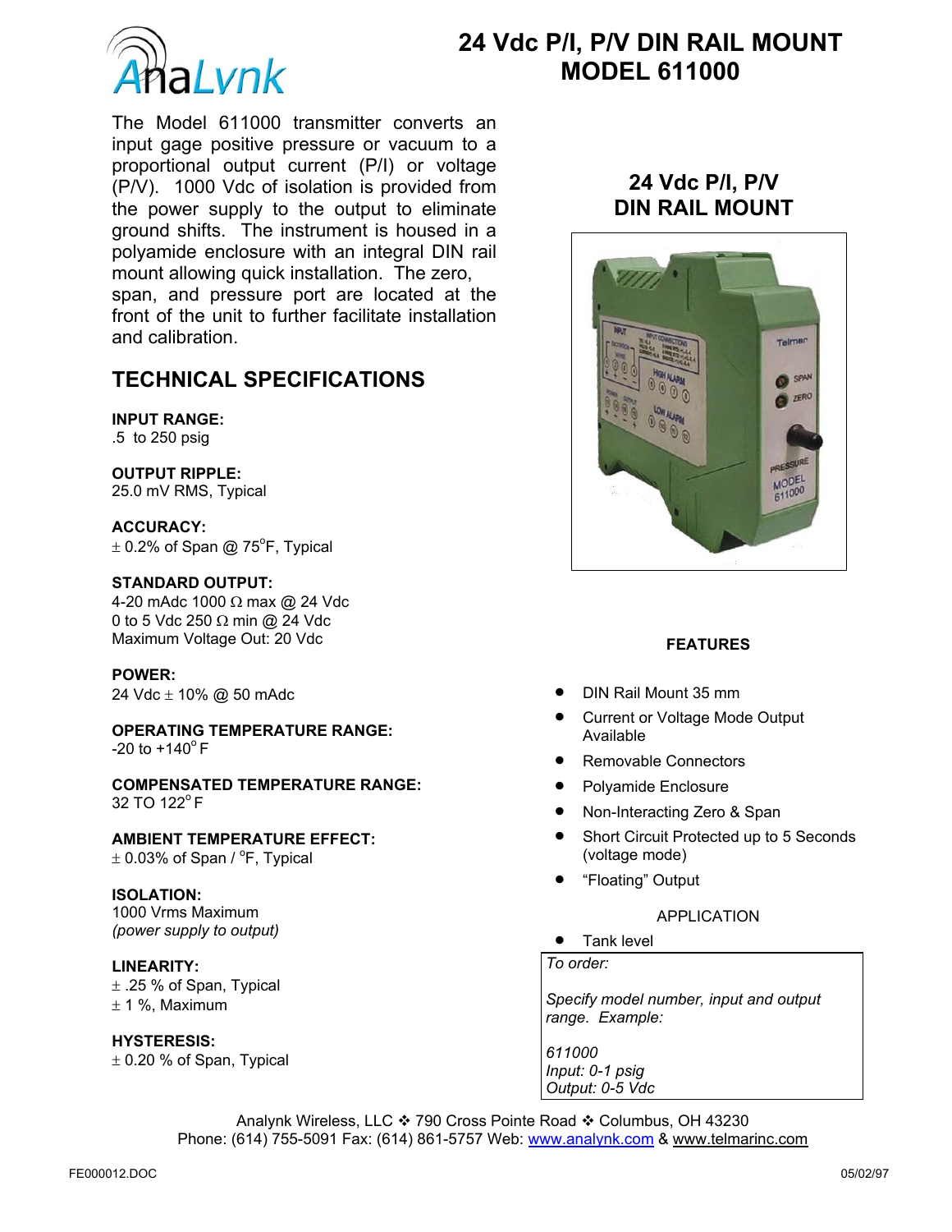AnaLynk

# 24 Vdc P/I, P/V DIN RAIL MOUNT MODEL 611000

The Model 611000 transmitter converts an input gage positive pressure or vacuum to a proportional output current (P/I) or voltage (P/V). 1000 Vdc of isolation is provided from the power supply to the output to eliminate ground shifts. The instrument is housed in a polyamide enclosure with an integral DIN rail mount allowing quick installation. The zero, span, and pressure port are located at the front of the unit to further facilitate installation and calibration.

## TECHNICAL SPECIFICATIONS

**INPUT RANGE:**
.5 to 250 psig

**OUTPUT RIPPLE:**
25.0 mV RMS, Typical

**ACCURACY:**
± 0.2% of Span @ 75°F, Typical

**STANDARD OUTPUT:**
4-20 mAdc 1000 Ω max @ 24 Vdc
0 to 5 Vdc 250 Ω min @ 24 Vdc
Maximum Voltage Out: 20 Vdc

**POWER:**
24 Vdc ± 10% @ 50 mAdc

**OPERATING TEMPERATURE RANGE:**
-20 to +140° F

**COMPENSATED TEMPERATURE RANGE:**
32 TO 122° F

**AMBIENT TEMPERATURE EFFECT:**
± 0.03% of Span / °F, Typical

**ISOLATION:**
1000 Vrms Maximum
*(power supply to output)*

**LINEARITY:**
± .25 % of Span, Typical
± 1 %, Maximum

**HYSTERESIS:**
± 0.20 % of Span, Typical

## 24 Vdc P/I, P/V DIN RAIL MOUNT

### FEATURES

- DIN Rail Mount 35 mm
- Current or Voltage Mode Output Available
- Removable Connectors
- Polyamide Enclosure
- Non-Interacting Zero & Span
- Short Circuit Protected up to 5 Seconds (voltage mode)
- "Floating" Output

APPLICATION

- Tank level

*To order:*

*Specify model number, input and output range. Example:*

*611000*
*Input: 0-1 psig*
*Output: 0-5 Vdc*

Analynk Wireless, LLC ❖ 790 Cross Pointe Road ❖ Columbus, OH 43230
Phone: (614) 755-5091 Fax: (614) 861-5757 Web: www.analynk.com & www.telmarinc.com

FE000012.DOC 05/02/97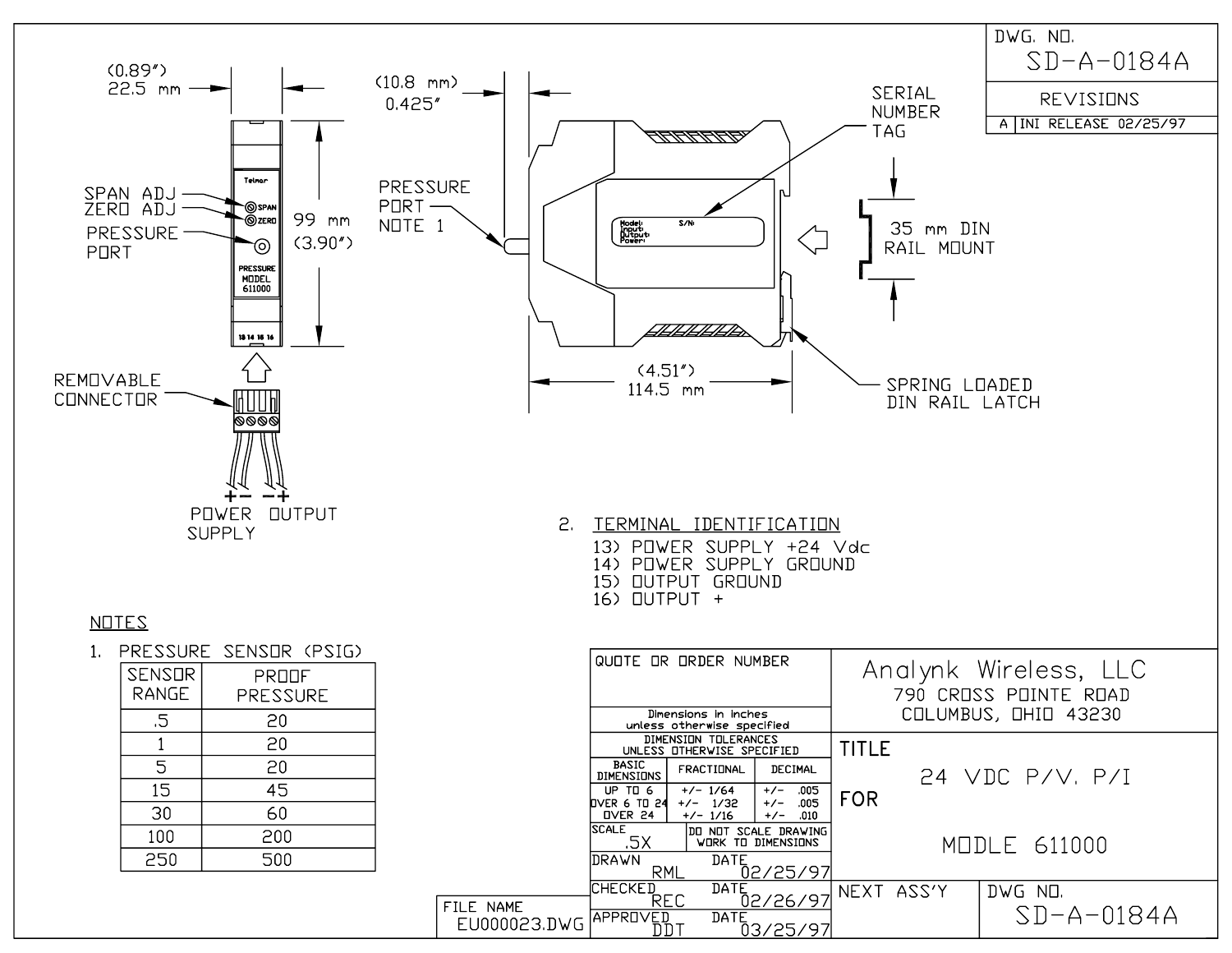DWG. NO. SD-A-0184A

REVISIONS

A | INI RELEASE 02/25/97

(0.89") 22.5 mm

SPAN ADJ
ZERO ADJ
PRESSURE PORT

Telmar
SPAN
ZERO
PRESSURE MODEL 611000
13 14 15 16

99 mm (3.90")

REMOVABLE CONNECTOR

+ − − +
POWER SUPPLY OUTPUT

(10.8 mm) 0.425"

PRESSURE PORT NOTE 1

SERIAL NUMBER TAG

Model:
Input:
Output:
Power:
S/N:

35 mm DIN RAIL MOUNT

(4.51") 114.5 mm

SPRING LOADED DIN RAIL LATCH

2. TERMINAL IDENTIFICATION

13) POWER SUPPLY +24 Vdc
14) POWER SUPPLY GROUND
15) OUTPUT GROUND
16) OUTPUT +

## NOTES

1. PRESSURE SENSOR (PSIG)

| SENSOR RANGE | PROOF PRESSURE |
|---|---|
| .5 | 20 |
| 1 | 20 |
| 5 | 20 |
| 15 | 45 |
| 30 | 60 |
| 100 | 200 |
| 250 | 500 |

QUOTE OR ORDER NUMBER

Dimensions in inches unless otherwise specified

| DIMENSION TOLERANCES UNLESS OTHERWISE SPECIFIED | | |
|---|---|---|
| BASIC DIMENSIONS | FRACTIONAL | DECIMAL |
| UP TO 6 | +/- 1/64 | +/- .005 |
| OVER 6 TO 24 | +/- 1/32 | +/- .005 |
| OVER 24 | +/- 1/16 | +/- .010 |

SCALE .5X — DO NOT SCALE DRAWING WORK TO DIMENSIONS

DRAWN RML DATE 02/25/97

CHECKED REC DATE 02/26/97

APPROVED DDT DATE 03/25/97

FILE NAME EU000023.DWG

Analynk Wireless, LLC
790 CROSS POINTE ROAD
COLUMBUS, OHIO 43230

TITLE 24 VDC P/V, P/I

FOR MODLE 611000

NEXT ASS'Y

DWG NO. SD-A-0184A